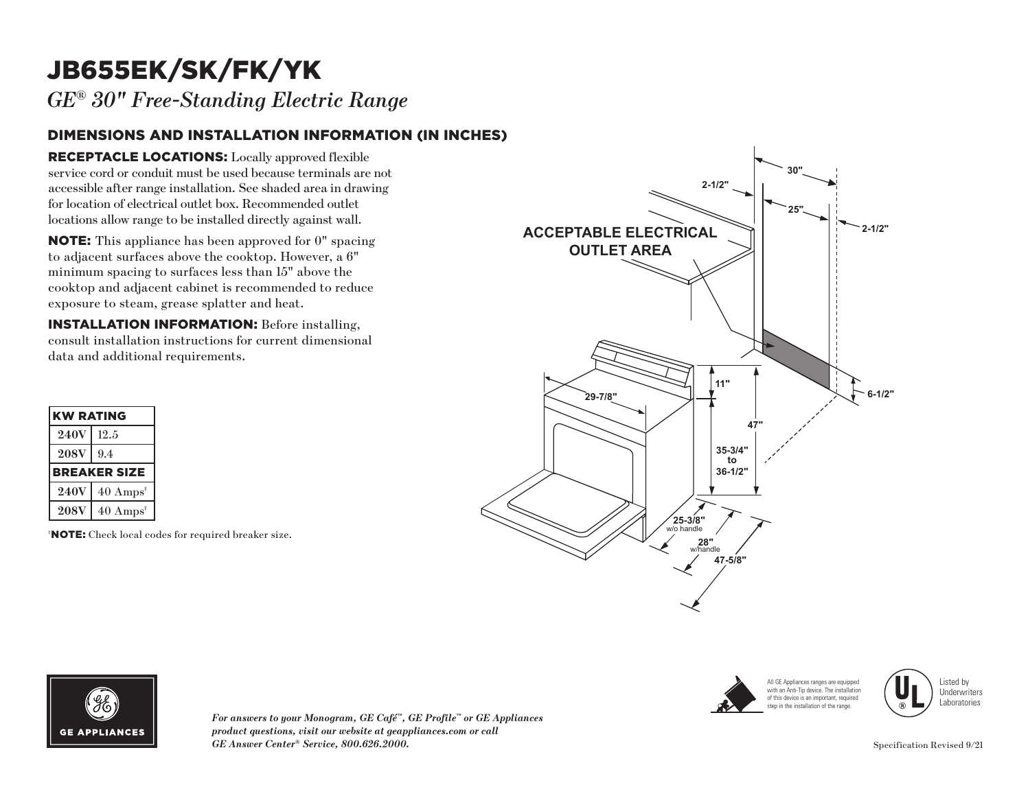# JB655EK/SK/FK/YK

*GE® 30" Free-Standing Electric Range*

## DIMENSIONS AND INSTALLATION INFORMATION (IN INCHES)

**RECEPTACLE LOCATIONS:** Locally approved flexible service cord or conduit must be used because terminals are not accessible after range installation. See shaded area in drawing for location of electrical outlet box. Recommended outlet locations allow range to be installed directly against wall.

**NOTE:** This appliance has been approved for 0" spacing to adjacent surfaces above the cooktop. However, a 6" minimum spacing to surfaces less than 15" above the cooktop and adjacent cabinet is recommended to reduce exposure to steam, grease splatter and heat.

**INSTALLATION INFORMATION:** Before installing, consult installation instructions for current dimensional data and additional requirements.

ACCEPTABLE ELECTRICAL OUTLET AREA

30" | 2-1/2" | 25" | 2-1/2" | 11" | 6-1/2" | 29-7/8" | 47" | 35-3/4" to 36-1/2" | 25-3/8" w/o handle | 28" w/handle | 47-5/8"

| KW RATING | |
|---|---|
| 240V | 12.5 |
| 208V | 9.4 |
| **BREAKER SIZE** | |
| 240V | 40 Amps† |
| 208V | 40 Amps† |

†**NOTE:** Check local codes for required breaker size.

*For answers to your Monogram, GE Café™, GE Profile™ or GE Appliances product questions, visit our website at geappliances.com or call GE Answer Center® Service, 800.626.2000.*

All GE Appliances ranges are equipped with an Anti-Tip device. The installation of this device is an important, required step in the installation of the range.

Listed by Underwriters Laboratories

Specification Revised 9/21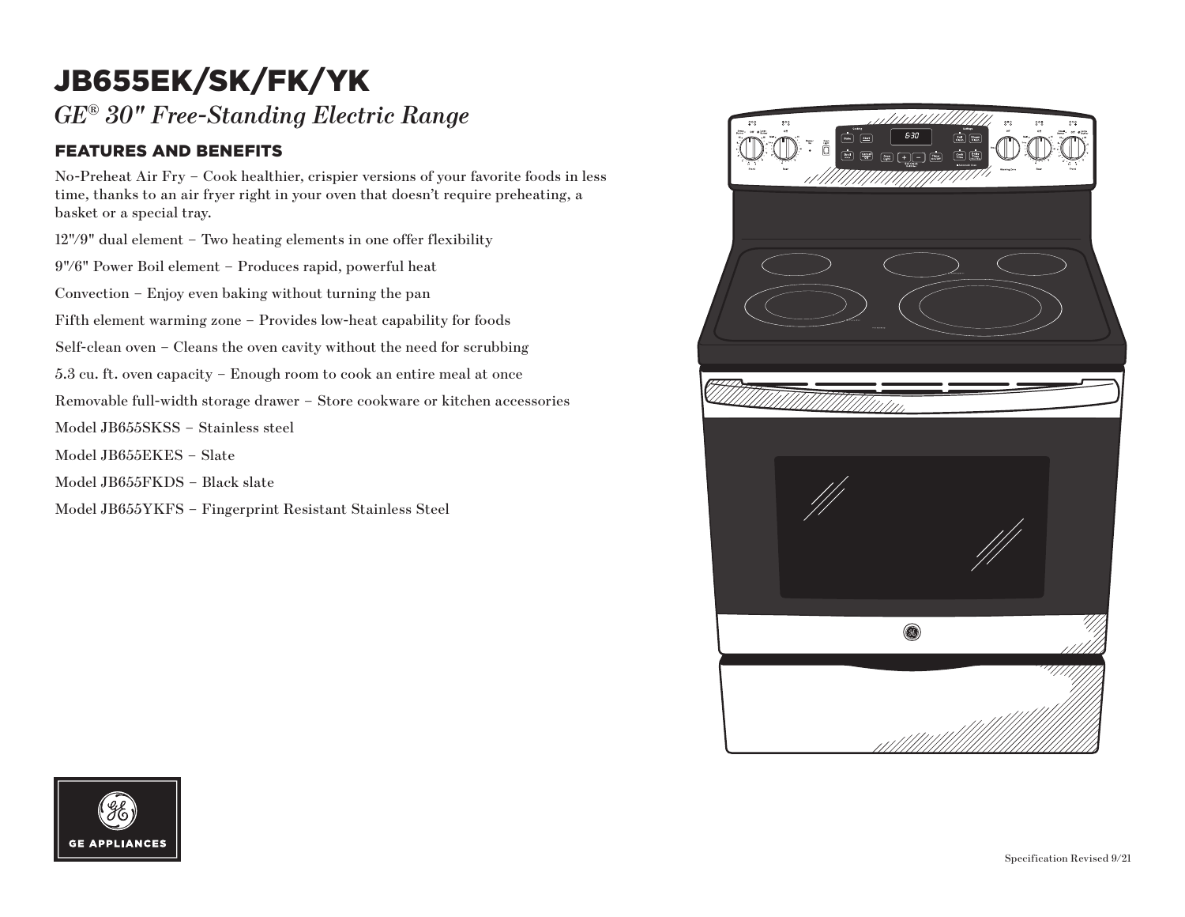# JB655EK/SK/FK/YK

*GE® 30" Free-Standing Electric Range*

## FEATURES AND BENEFITS

No-Preheat Air Fry – Cook healthier, crispier versions of your favorite foods in less time, thanks to an air fryer right in your oven that doesn't require preheating, a basket or a special tray.

12"/9" dual element – Two heating elements in one offer flexibility

9"/6" Power Boil element – Produces rapid, powerful heat

Convection – Enjoy even baking without turning the pan

Fifth element warming zone – Provides low-heat capability for foods

Self-clean oven – Cleans the oven cavity without the need for scrubbing

5.3 cu. ft. oven capacity – Enough room to cook an entire meal at once

Removable full-width storage drawer – Store cookware or kitchen accessories

Model JB655SKSS – Stainless steel

Model JB655EKES – Slate

Model JB655FKDS – Black slate

Model JB655YKFS – Fingerprint Resistant Stainless Steel

GE APPLIANCES

Specification Revised 9/21